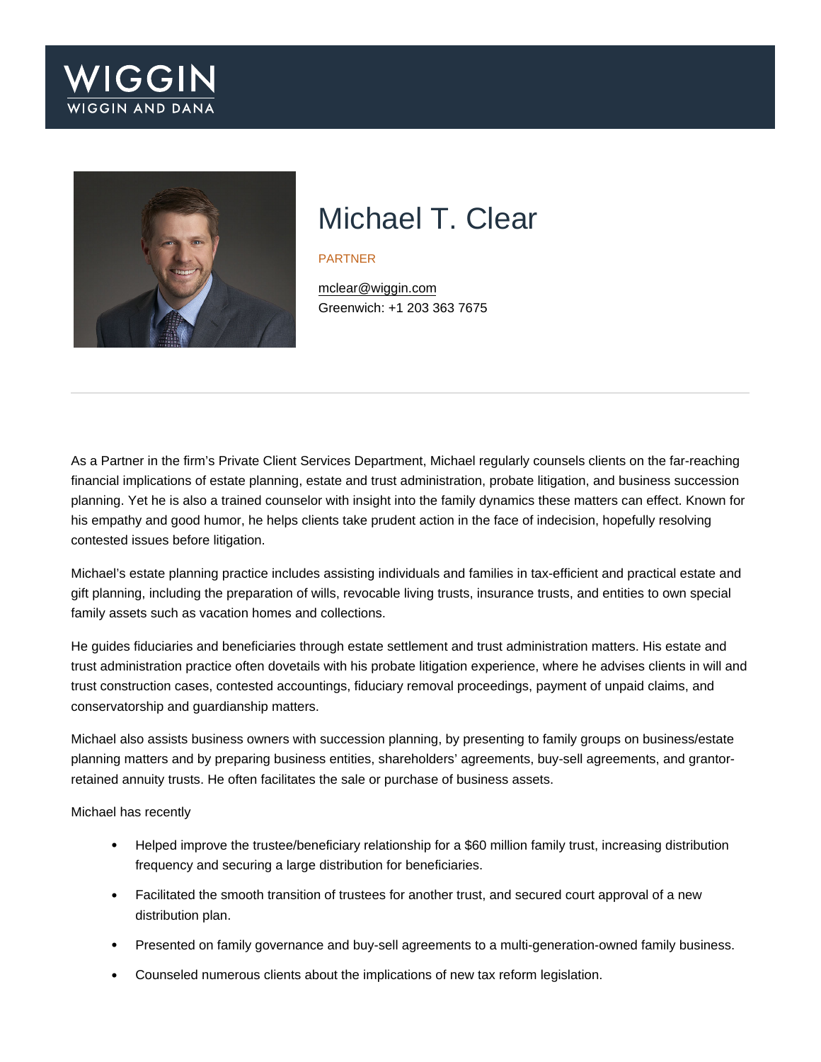# Michael T. Clear

PARTNER

mclear@wiggin.com
Greenwich: +1 203 363 7675

As a Partner in the firm's Private Client Services Department, Michael regularly counsels clients on the far-reaching financial implications of estate planning, estate and trust administration, probate litigation, and business succession planning. Yet he is also a trained counselor with insight into the family dynamics these matters can effect. Known for his empathy and good humor, he helps clients take prudent action in the face of indecision, hopefully resolving contested issues before litigation.

Michael's estate planning practice includes assisting individuals and families in tax-efficient and practical estate and gift planning, including the preparation of wills, revocable living trusts, insurance trusts, and entities to own special family assets such as vacation homes and collections.

He guides fiduciaries and beneficiaries through estate settlement and trust administration matters. His estate and trust administration practice often dovetails with his probate litigation experience, where he advises clients in will and trust construction cases, contested accountings, fiduciary removal proceedings, payment of unpaid claims, and conservatorship and guardianship matters.

Michael also assists business owners with succession planning, by presenting to family groups on business/estate planning matters and by preparing business entities, shareholders' agreements, buy-sell agreements, and grantor-retained annuity trusts. He often facilitates the sale or purchase of business assets.

Michael has recently

- Helped improve the trustee/beneficiary relationship for a $60 million family trust, increasing distribution frequency and securing a large distribution for beneficiaries.
- Facilitated the smooth transition of trustees for another trust, and secured court approval of a new distribution plan.
- Presented on family governance and buy-sell agreements to a multi-generation-owned family business.
- Counseled numerous clients about the implications of new tax reform legislation.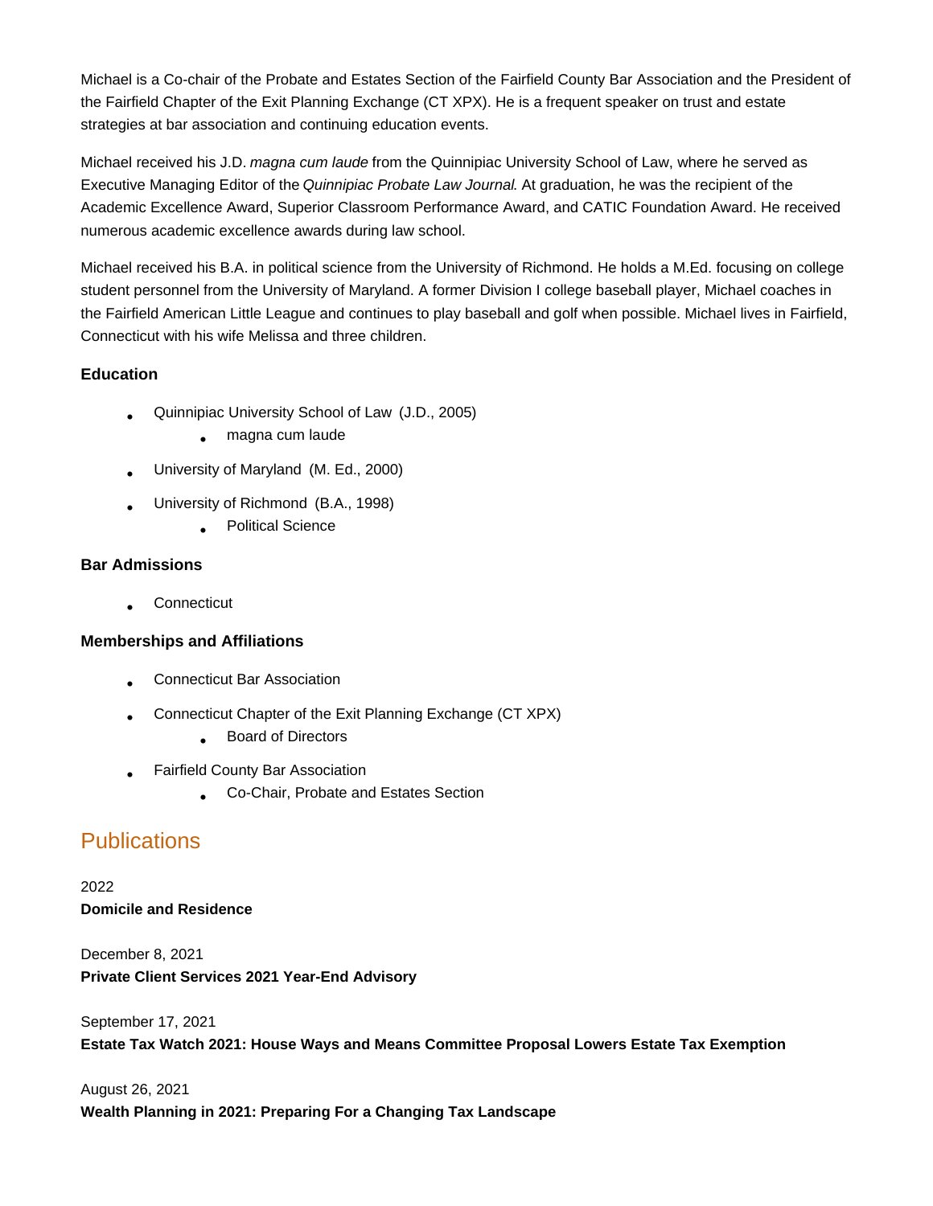Michael is a Co-chair of the Probate and Estates Section of the Fairfield County Bar Association and the President of the Fairfield Chapter of the Exit Planning Exchange (CT XPX). He is a frequent speaker on trust and estate strategies at bar association and continuing education events.

Michael received his J.D. *magna cum laude* from the Quinnipiac University School of Law, where he served as Executive Managing Editor of the *Quinnipiac Probate Law Journal*. At graduation, he was the recipient of the Academic Excellence Award, Superior Classroom Performance Award, and CATIC Foundation Award. He received numerous academic excellence awards during law school.

Michael received his B.A. in political science from the University of Richmond. He holds a M.Ed. focusing on college student personnel from the University of Maryland. A former Division I college baseball player, Michael coaches in the Fairfield American Little League and continues to play baseball and golf when possible. Michael lives in Fairfield, Connecticut with his wife Melissa and three children.

**Education**

- Quinnipiac University School of Law (J.D., 2005)
  - magna cum laude
- University of Maryland (M. Ed., 2000)
- University of Richmond (B.A., 1998)
  - Political Science

**Bar Admissions**

- Connecticut

**Memberships and Affiliations**

- Connecticut Bar Association
- Connecticut Chapter of the Exit Planning Exchange (CT XPX)
  - Board of Directors
- Fairfield County Bar Association
  - Co-Chair, Probate and Estates Section

## Publications

2022
**Domicile and Residence**

December 8, 2021
**Private Client Services 2021 Year-End Advisory**

September 17, 2021
**Estate Tax Watch 2021: House Ways and Means Committee Proposal Lowers Estate Tax Exemption**

August 26, 2021
**Wealth Planning in 2021: Preparing For a Changing Tax Landscape**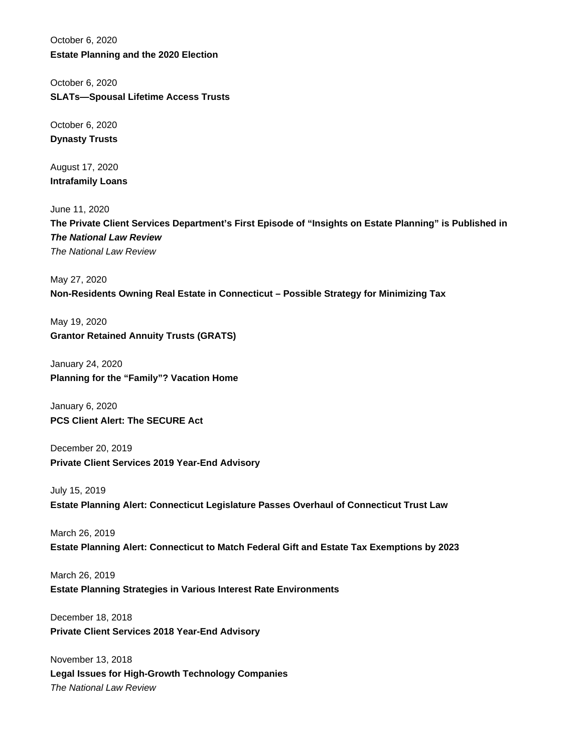October 6, 2020
**Estate Planning and the 2020 Election**

October 6, 2020
**SLATs—Spousal Lifetime Access Trusts**

October 6, 2020
**Dynasty Trusts**

August 17, 2020
**Intrafamily Loans**

June 11, 2020
**The Private Client Services Department's First Episode of "Insights on Estate Planning" is Published in *The National Law Review***
*The National Law Review*

May 27, 2020
**Non-Residents Owning Real Estate in Connecticut – Possible Strategy for Minimizing Tax**

May 19, 2020
**Grantor Retained Annuity Trusts (GRATS)**

January 24, 2020
**Planning for the "Family"? Vacation Home**

January 6, 2020
**PCS Client Alert: The SECURE Act**

December 20, 2019
**Private Client Services 2019 Year-End Advisory**

July 15, 2019
**Estate Planning Alert: Connecticut Legislature Passes Overhaul of Connecticut Trust Law**

March 26, 2019
**Estate Planning Alert: Connecticut to Match Federal Gift and Estate Tax Exemptions by 2023**

March 26, 2019
**Estate Planning Strategies in Various Interest Rate Environments**

December 18, 2018
**Private Client Services 2018 Year-End Advisory**

November 13, 2018
**Legal Issues for High-Growth Technology Companies**
*The National Law Review*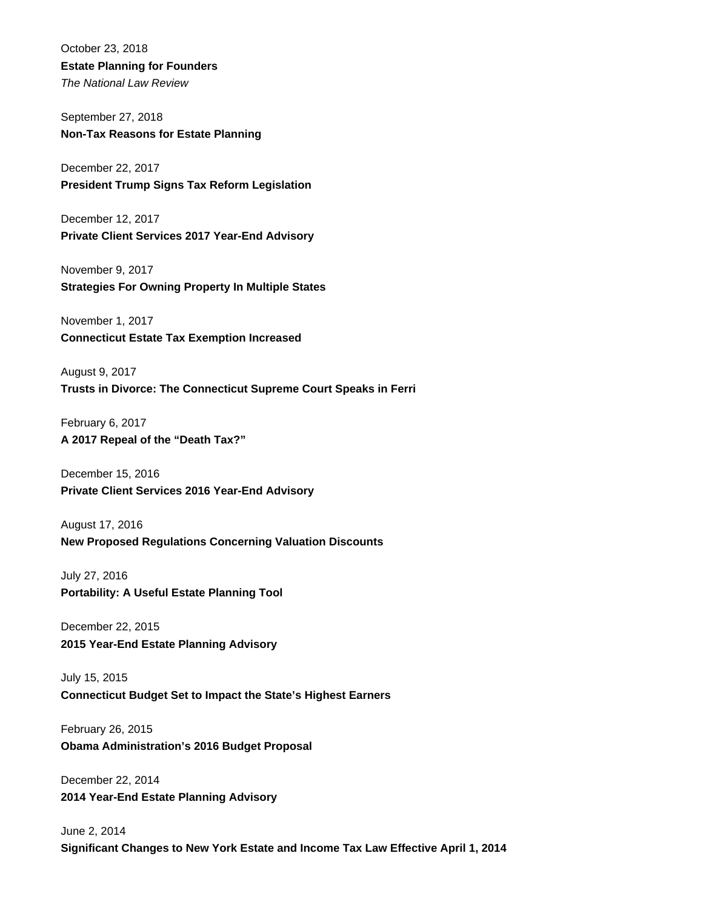October 23, 2018
**Estate Planning for Founders**
*The National Law Review*

September 27, 2018
**Non-Tax Reasons for Estate Planning**

December 22, 2017
**President Trump Signs Tax Reform Legislation**

December 12, 2017
**Private Client Services 2017 Year-End Advisory**

November 9, 2017
**Strategies For Owning Property In Multiple States**

November 1, 2017
**Connecticut Estate Tax Exemption Increased**

August 9, 2017
**Trusts in Divorce: The Connecticut Supreme Court Speaks in Ferri**

February 6, 2017
**A 2017 Repeal of the "Death Tax?"**

December 15, 2016
**Private Client Services 2016 Year-End Advisory**

August 17, 2016
**New Proposed Regulations Concerning Valuation Discounts**

July 27, 2016
**Portability: A Useful Estate Planning Tool**

December 22, 2015
**2015 Year-End Estate Planning Advisory**

July 15, 2015
**Connecticut Budget Set to Impact the State's Highest Earners**

February 26, 2015
**Obama Administration's 2016 Budget Proposal**

December 22, 2014
**2014 Year-End Estate Planning Advisory**

June 2, 2014
**Significant Changes to New York Estate and Income Tax Law Effective April 1, 2014**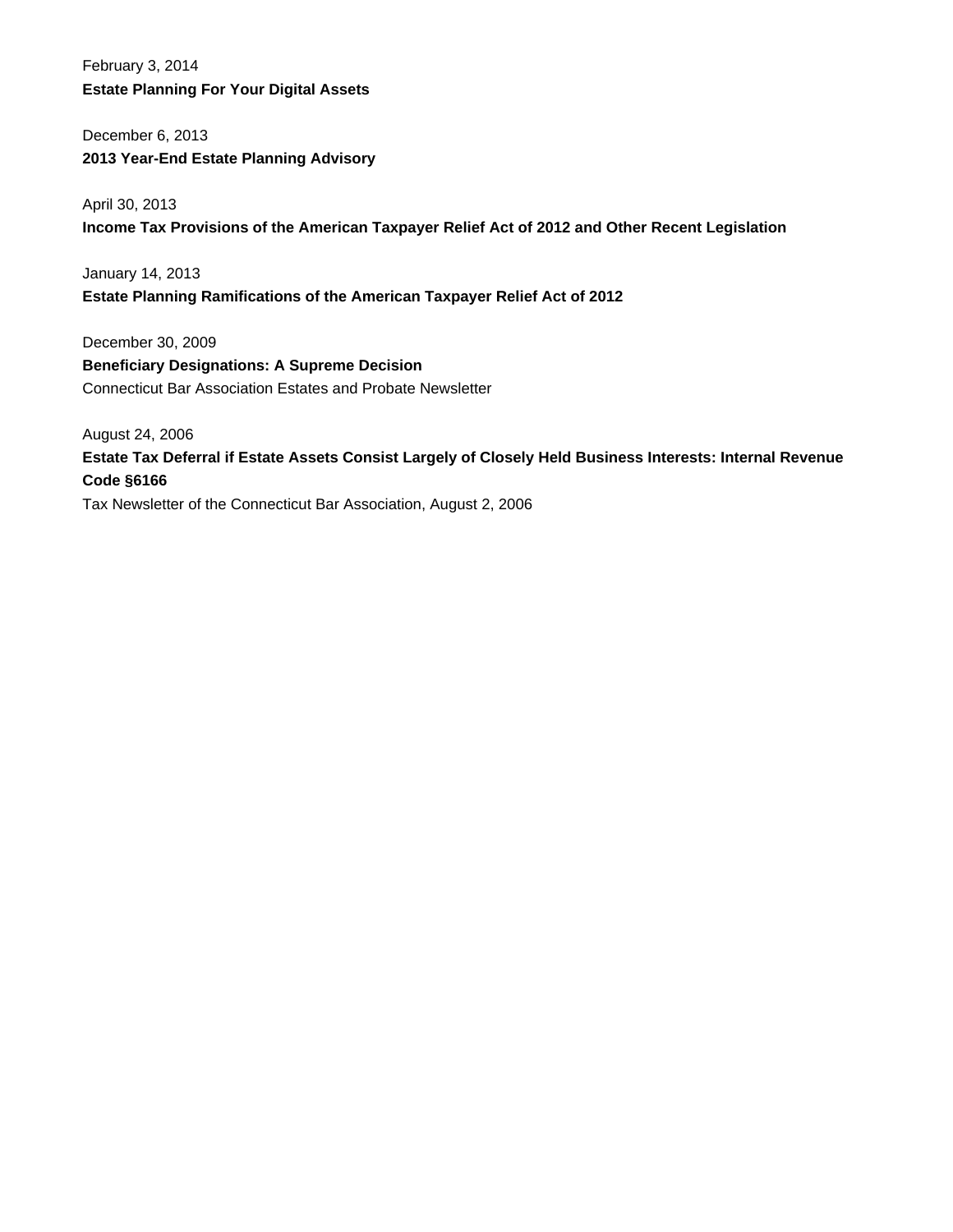February 3, 2014
**Estate Planning For Your Digital Assets**

December 6, 2013
**2013 Year-End Estate Planning Advisory**

April 30, 2013
**Income Tax Provisions of the American Taxpayer Relief Act of 2012 and Other Recent Legislation**

January 14, 2013
**Estate Planning Ramifications of the American Taxpayer Relief Act of 2012**

December 30, 2009
**Beneficiary Designations: A Supreme Decision**
Connecticut Bar Association Estates and Probate Newsletter

August 24, 2006
**Estate Tax Deferral if Estate Assets Consist Largely of Closely Held Business Interests: Internal Revenue Code §6166**
Tax Newsletter of the Connecticut Bar Association, August 2, 2006